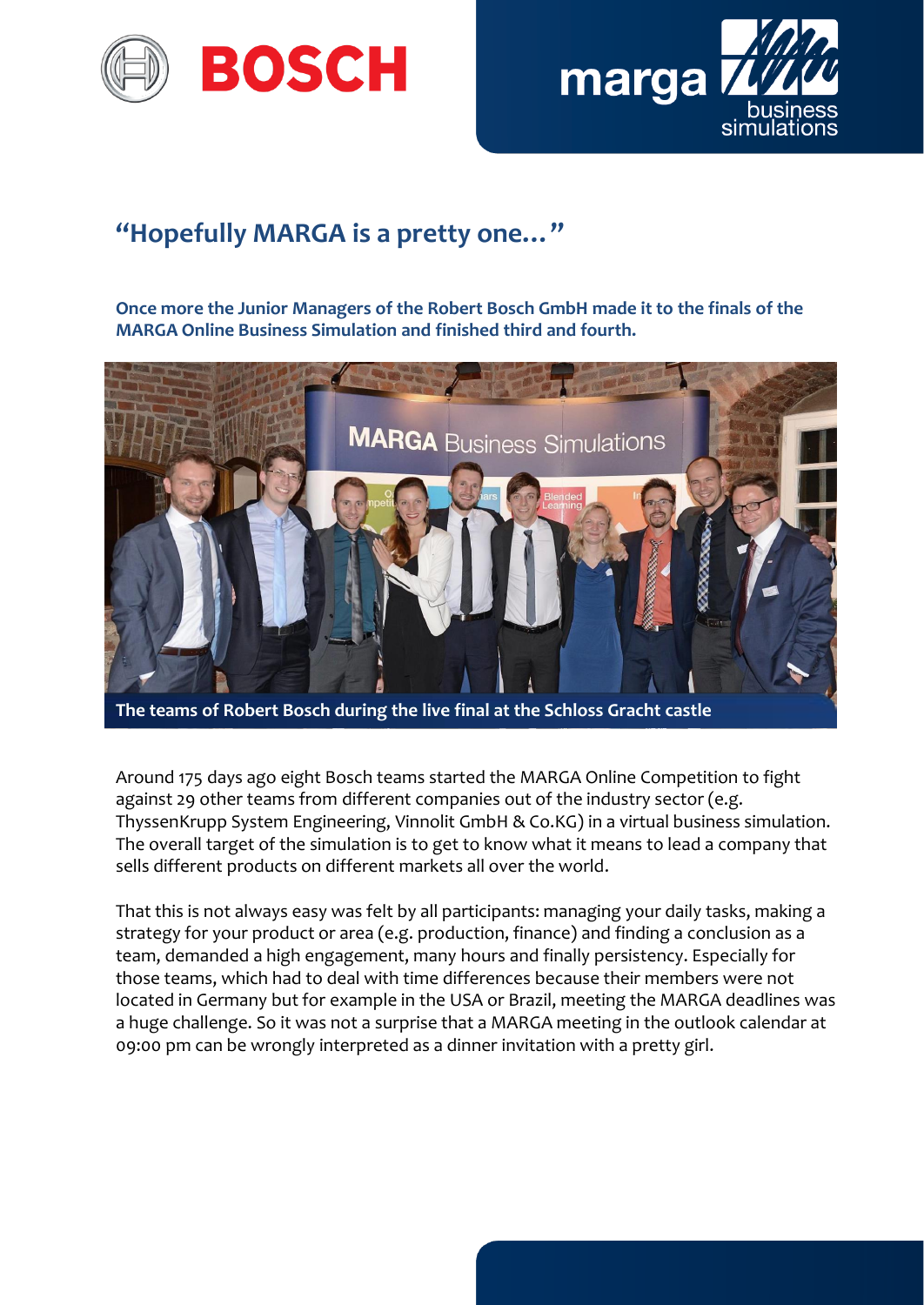# "Hopefully MARGA is a pretty one…"

**Once more the Junior Managers of the Robert Bosch GmbH made it to the finals of the MARGA Online Business Simulation and finished third and fourth.**

The teams of Robert Bosch during the live final at the Schloss Gracht castle

Around 175 days ago eight Bosch teams started the MARGA Online Competition to fight against 29 other teams from different companies out of the industry sector (e.g. ThyssenKrupp System Engineering, Vinnolit GmbH & Co.KG) in a virtual business simulation. The overall target of the simulation is to get to know what it means to lead a company that sells different products on different markets all over the world.

That this is not always easy was felt by all participants: managing your daily tasks, making a strategy for your product or area (e.g. production, finance) and finding a conclusion as a team, demanded a high engagement, many hours and finally persistency. Especially for those teams, which had to deal with time differences because their members were not located in Germany but for example in the USA or Brazil, meeting the MARGA deadlines was a huge challenge. So it was not a surprise that a MARGA meeting in the outlook calendar at 09:00 pm can be wrongly interpreted as a dinner invitation with a pretty girl.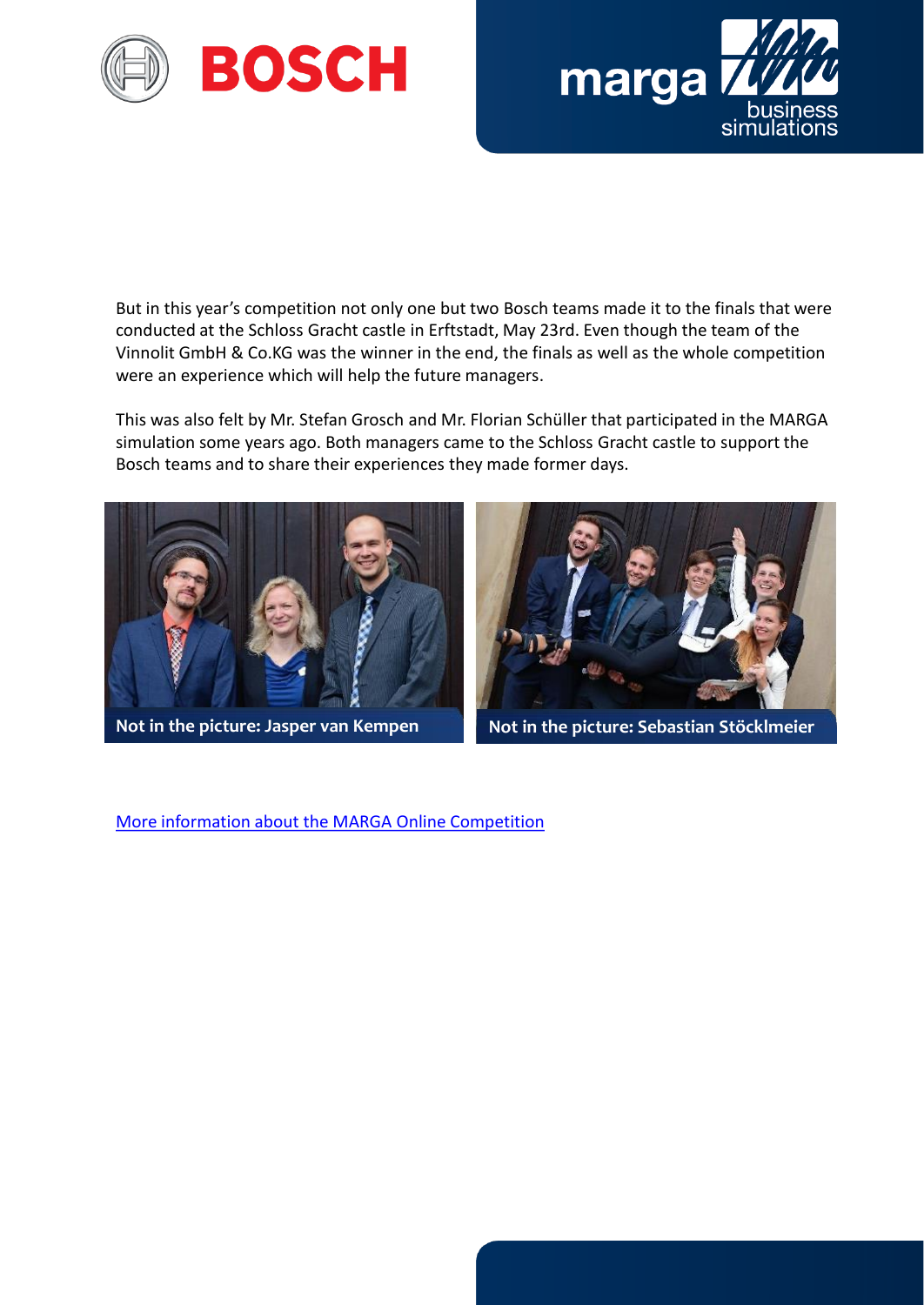But in this year's competition not only one but two Bosch teams made it to the finals that were conducted at the Schloss Gracht castle in Erftstadt, May 23rd. Even though the team of the Vinnolit GmbH & Co.KG was the winner in the end, the finals as well as the whole competition were an experience which will help the future managers.

This was also felt by Mr. Stefan Grosch and Mr. Florian Schüller that participated in the MARGA simulation some years ago. Both managers came to the Schloss Gracht castle to support the Bosch teams and to share their experiences they made former days.

**Not in the picture: Jasper van Kempen**

**Not in the picture: Sebastian Stöcklmeier**

More information about the MARGA Online Competition